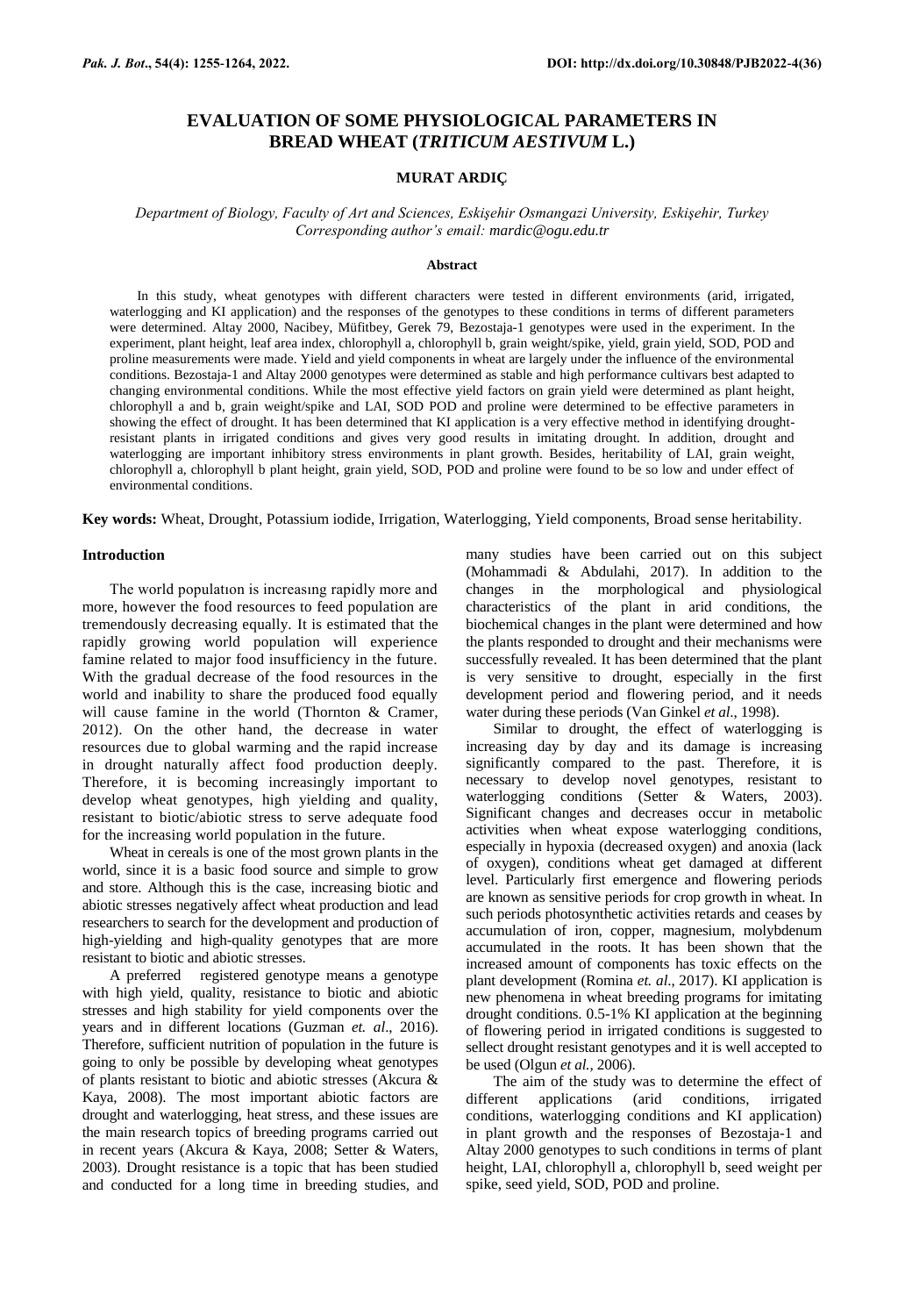# EVALUATION OF SOME PHYSIOLOGICAL PARAMETERS IN BREAD WHEAT (*TRITICUM AESTIVUM* L.)

**MURAT ARDIÇ**

*Department of Biology, Faculty of Art and Sciences, Eskişehir Osmangazi University, Eskişehir, Turkey*
*Corresponding author's email: mardic@ogu.edu.tr*

## Abstract

In this study, wheat genotypes with different characters were tested in different environments (arid, irrigated, waterlogging and KI application) and the responses of the genotypes to these conditions in terms of different parameters were determined. Altay 2000, Nacibey, Müfitbey, Gerek 79, Bezostaja-1 genotypes were used in the experiment. In the experiment, plant height, leaf area index, chlorophyll a, chlorophyll b, grain weight/spike, yield, grain yield, SOD, POD and proline measurements were made. Yield and yield components in wheat are largely under the influence of the environmental conditions. Bezostaja-1 and Altay 2000 genotypes were determined as stable and high performance cultivars best adapted to changing environmental conditions. While the most effective yield factors on grain yield were determined as plant height, chlorophyll a and b, grain weight/spike and LAI, SOD POD and proline were determined to be effective parameters in showing the effect of drought. It has been determined that KI application is a very effective method in identifying drought-resistant plants in irrigated conditions and gives very good results in imitating drought. In addition, drought and waterlogging are important inhibitory stress environments in plant growth. Besides, heritability of LAI, grain weight, chlorophyll a, chlorophyll b plant height, grain yield, SOD, POD and proline were found to be so low and under effect of environmental conditions.

**Key words:** Wheat, Drought, Potassium iodide, Irrigation, Waterlogging, Yield components, Broad sense heritability.

## Introduction

The world populatıon is increasıng rapidly more and more, however the food resources to feed population are tremendously decreasing equally. It is estimated that the rapidly growing world population will experience famine related to major food insufficiency in the future. With the gradual decrease of the food resources in the world and inability to share the produced food equally will cause famine in the world (Thornton & Cramer, 2012). On the other hand, the decrease in water resources due to global warming and the rapid increase in drought naturally affect food production deeply. Therefore, it is becoming increasingly important to develop wheat genotypes, high yielding and quality, resistant to biotic/abiotic stress to serve adequate food for the increasing world population in the future.

Wheat in cereals is one of the most grown plants in the world, since it is a basic food source and simple to grow and store. Although this is the case, increasing biotic and abiotic stresses negatively affect wheat production and lead researchers to search for the development and production of high-yielding and high-quality genotypes that are more resistant to biotic and abiotic stresses.

A preferred registered genotype means a genotype with high yield, quality, resistance to biotic and abiotic stresses and high stability for yield components over the years and in different locations (Guzman *et. al*., 2016). Therefore, sufficient nutrition of population in the future is going to only be possible by developing wheat genotypes of plants resistant to biotic and abiotic stresses (Akcura & Kaya, 2008). The most important abiotic factors are drought and waterlogging, heat stress, and these issues are the main research topics of breeding programs carried out in recent years (Akcura & Kaya, 2008; Setter & Waters, 2003). Drought resistance is a topic that has been studied and conducted for a long time in breeding studies, and many studies have been carried out on this subject (Mohammadi & Abdulahi, 2017). In addition to the changes in the morphological and physiological characteristics of the plant in arid conditions, the biochemical changes in the plant were determined and how the plants responded to drought and their mechanisms were successfully revealed. It has been determined that the plant is very sensitive to drought, especially in the first development period and flowering period, and it needs water during these periods (Van Ginkel *et al*., 1998).

Similar to drought, the effect of waterlogging is increasing day by day and its damage is increasing significantly compared to the past. Therefore, it is necessary to develop novel genotypes, resistant to waterlogging conditions (Setter & Waters, 2003). Significant changes and decreases occur in metabolic activities when wheat expose waterlogging conditions, especially in hypoxia (decreased oxygen) and anoxia (lack of oxygen), conditions wheat get damaged at different level. Particularly first emergence and flowering periods are known as sensitive periods for crop growth in wheat. In such periods photosynthetic activities retards and ceases by accumulation of iron, copper, magnesium, molybdenum accumulated in the roots. It has been shown that the increased amount of components has toxic effects on the plant development (Romina *et. al*., 2017). KI application is new phenomena in wheat breeding programs for imitating drought conditions. 0.5-1% KI application at the beginning of flowering period in irrigated conditions is suggested to sellect drought resistant genotypes and it is well accepted to be used (Olgun *et al.,* 2006).

The aim of the study was to determine the effect of different applications (arid conditions, irrigated conditions, waterlogging conditions and KI application) in plant growth and the responses of Bezostaja-1 and Altay 2000 genotypes to such conditions in terms of plant height, LAI, chlorophyll a, chlorophyll b, seed weight per spike, seed yield, SOD, POD and proline.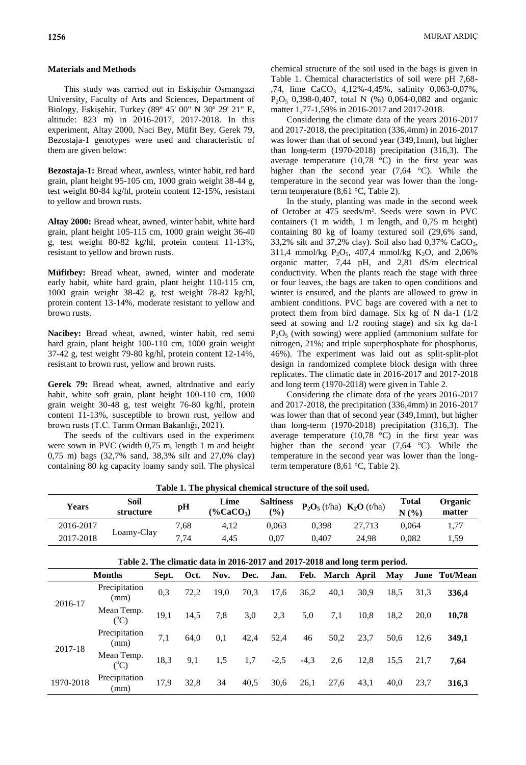## Materials and Methods

This study was carried out in Eskişehir Osmangazi University, Faculty of Arts and Sciences, Department of Biology, Eskişehir, Turkey (89º 45' 00" N 30º 29' 21" E, altitude: 823 m) in 2016-2017, 2017-2018. In this experiment, Altay 2000, Naci Bey, Müfit Bey, Gerek 79, Bezostaja-1 genotypes were used and characteristic of them are given below:

**Bezostaja-1:** Bread wheat, awnless, winter habit, red hard grain, plant height 95-105 cm, 1000 grain weight 38-44 g, test weight 80-84 kg/hl, protein content 12-15%, resistant to yellow and brown rusts.

**Altay 2000:** Bread wheat, awned, winter habit, white hard grain, plant height 105-115 cm, 1000 grain weight 36-40 g, test weight 80-82 kg/hl, protein content 11-13%, resistant to yellow and brown rusts.

**Müfitbey:** Bread wheat, awned, winter and moderate early habit, white hard grain, plant height 110-115 cm, 1000 grain weight 38-42 g, test weight 78-82 kg/hl, protein content 13-14%, moderate resistant to yellow and brown rusts.

**Nacibey:** Bread wheat, awned, winter habit, red semi hard grain, plant height 100-110 cm, 1000 grain weight 37-42 g, test weight 79-80 kg/hl, protein content 12-14%, resistant to brown rust, yellow and brown rusts.

**Gerek 79:** Bread wheat, awned, altrdnative and early habit, white soft grain, plant height 100-110 cm, 1000 grain weight 30-48 g, test weight 76-80 kg/hl, protein content 11-13%, susceptible to brown rust, yellow and brown rusts (T.C. Tarım Orman Bakanlığı, 2021).

The seeds of the cultivars used in the experiment were sown in PVC (width 0,75 m, length 1 m and height 0,75 m) bags (32,7% sand, 38,3% silt and 27,0% clay) containing 80 kg capacity loamy sandy soil. The physical chemical structure of the soil used in the bags is given in Table 1. Chemical characteristics of soil were pH 7,68-,74, lime $CaCO_3$ 4,12%-4,45%, salinity 0,063-0,07%, $P_2O_5$ 0,398-0,407, total N (%) 0,064-0,082 and organic matter 1,77-1,59% in 2016-2017 and 2017-2018.

Considering the climate data of the years 2016-2017 and 2017-2018, the precipitation (336,4mm) in 2016-2017 was lower than that of second year (349,1mm), but higher than long-term (1970-2018) precipitation (316,3). The average temperature (10,78 °C) in the first year was higher than the second year (7,64 °C). While the temperature in the second year was lower than the long-term temperature (8,61 °C, Table 2).

In the study, planting was made in the second week of October at 475 seeds/m². Seeds were sown in PVC containers (1 m width, 1 m length, and 0,75 m height) containing 80 kg of loamy textured soil (29,6% sand, 33,2% silt and 37,2% clay). Soil also had 0,37% $CaCO_3$, 311,4 mmol/kg $P_2O_5$, 407,4 mmol/kg $K_2O$, and 2,06% organic matter, 7,44 pH, and 2,81 dS/m electrical conductivity. When the plants reach the stage with three or four leaves, the bags are taken to open conditions and winter is ensured, and the plants are allowed to grow in ambient conditions. PVC bags are covered with a net to protect them from bird damage. Six kg of N da-1 (1/2 seed at sowing and 1/2 rooting stage) and six kg da-1 $P_2O_5$ (with sowing) were applied (ammonium sulfate for nitrogen, 21%; and triple superphosphate for phosphorus, 46%). The experiment was laid out as split-split-plot design in randomized complete block design with three replicates. The climatic date in 2016-2017 and 2017-2018 and long term (1970-2018) were given in Table 2.

Considering the climate data of the years 2016-2017 and 2017-2018, the precipitation (336,4mm) in 2016-2017 was lower than that of second year (349,1mm), but higher than long-term (1970-2018) precipitation (316,3). The average temperature (10,78 °C) in the first year was higher than the second year (7,64 °C). While the temperature in the second year was lower than the long-term temperature (8,61 °C, Table 2).

**Table 1. The physical chemical structure of the soil used.**

| Years | Soil structure | pH | Lime (%$CaCO_3$) | Saltiness (%) | $P_2O_5$ (t/ha) | $K_2O$ (t/ha) | Total N (%) | Organic matter |
|---|---|---|---|---|---|---|---|---|
| 2016-2017 | Loamy-Clay | 7,68 | 4,12 | 0,063 | 0,398 | 27,713 | 0,064 | 1,77 |
| 2017-2018 | | 7,74 | 4,45 | 0,07 | 0,407 | 24,98 | 0,082 | 1,59 |

**Table 2. The climatic data in 2016-2017 and 2017-2018 and long term period.**

| | Months | Sept. | Oct. | Nov. | Dec. | Jan. | Feb. | March | April | May | June | Tot/Mean |
|---|---|---|---|---|---|---|---|---|---|---|---|---|
| 2016-17 | Precipitation (mm) | 0,3 | 72,2 | 19,0 | 70,3 | 17,6 | 36,2 | 40,1 | 30,9 | 18,5 | 31,3 | **336,4** |
| | Mean Temp. (°C) | 19,1 | 14,5 | 7,8 | 3,0 | 2,3 | 5,0 | 7,1 | 10,8 | 18,2 | 20,0 | **10,78** |
| 2017-18 | Precipitation (mm) | 7,1 | 64,0 | 0,1 | 42,4 | 52,4 | 46 | 50,2 | 23,7 | 50,6 | 12,6 | **349,1** |
| | Mean Temp. (°C) | 18,3 | 9,1 | 1,5 | 1,7 | -2,5 | -4,3 | 2,6 | 12,8 | 15,5 | 21,7 | **7,64** |
| 1970-2018 | Precipitation (mm) | 17,9 | 32,8 | 34 | 40,5 | 30,6 | 26,1 | 27,6 | 43,1 | 40,0 | 23,7 | **316,3** |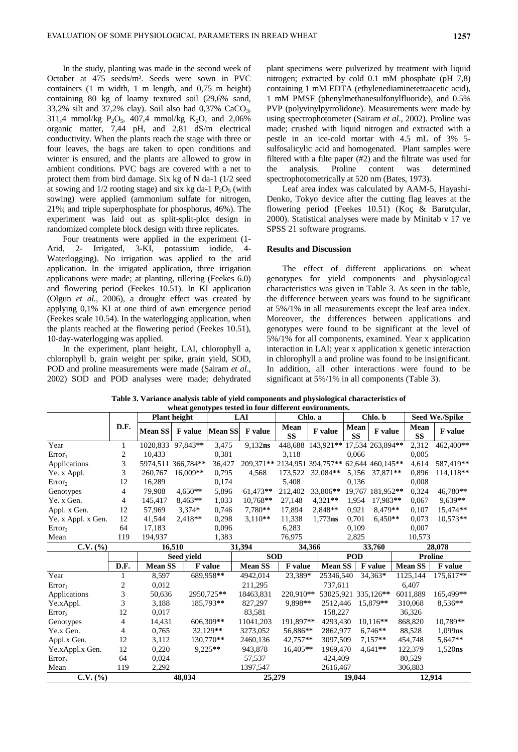In the study, planting was made in the second week of October at 475 seeds/m². Seeds were sown in PVC containers (1 m width, 1 m length, and 0,75 m height) containing 80 kg of loamy textured soil (29,6% sand, 33,2% silt and 37,2% clay). Soil also had 0,37% $CaCO_3$, 311,4 mmol/kg $P_2O_5$, 407,4 mmol/kg $K_2O$, and 2,06% organic matter, 7,44 pH, and 2,81 dS/m electrical conductivity. When the plants reach the stage with three or four leaves, the bags are taken to open conditions and winter is ensured, and the plants are allowed to grow in ambient conditions. PVC bags are covered with a net to protect them from bird damage. Six kg of N da-1 (1/2 seed at sowing and 1/2 rooting stage) and six kg da-1 $P_2O_5$ (with sowing) were applied (ammonium sulfate for nitrogen, 21%; and triple superphosphate for phosphorus, 46%). The experiment was laid out as split-split-plot design in randomized complete block design with three replicates.

Four treatments were applied in the experiment (1-Arid, 2- Irrigated, 3-KI, potassium iodide, 4-Waterlogging). No irrigation was applied to the arid application. In the irrigated application, three irrigation applications were made; at planting, tillering (Feekes 6.0) and flowering period (Feekes 10.51). In KI application (Olgun *et al.*, 2006), a drought effect was created by applying 0,1% KI at one third of awn emergence period (Feekes scale 10.54). In the waterlogging application, when the plants reached at the flowering period (Feekes 10.51), 10-day-waterlogging was applied.

In the experiment, plant height, LAI, chlorophyll a, chlorophyll b, grain weight per spike, grain yield, SOD, POD and proline measurements were made (Sairam *et al*., 2002) SOD and POD analyses were made; dehydrated plant specimens were pulverized by treatment with liquid nitrogen; extracted by cold 0.1 mM phosphate (pH 7,8) containing 1 mM EDTA (ethylenediaminetetraacetic acid), 1 mM PMSF (phenylmethanesulfonylfluoride), and 0.5% PVP (polyvinylpyrrolidone). Measurements were made by using spectrophotometer (Sairam *et al*., 2002). Proline was made; crushed with liquid nitrogen and extracted with a pestle in an ice-cold mortar with 4.5 mL of 3% 5-sulfosalicylic acid and homogenated. Plant samples were filtered with a filte paper (#2) and the filtrate was used for the analysis. Proline content was determined spectrophotometrically at 520 nm (Bates, 1973).

Leaf area index was calculated by AAM-5, Hayashi-Denko, Tokyo device after the cutting flag leaves at the flowering period (Feekes 10.51) (Koç & Barutçular, 2000). Statistical analyses were made by Minitab v 17 ve SPSS 21 software programs.

## Results and Discussion

The effect of different applications on wheat genotypes for yield components and physiological characteristics was given in Table 3. As seen in the table, the difference between years was found to be significant at 5%/1% in all measurements except the leaf area index. Moreover, the differences between applications and genotypes were found to be significant at the level of 5%/1% for all components, examined. Year x application interaction in LAI; year x application x genetic interaction in chlorophyll a and proline was found to be insignificant. In addition, all other interactions were found to be significant at 5%/1% in all components (Table 3).

**Table 3. Variance analysis table of yield components and physiological characteristics of wheat genotypes tested in four different environments.**

| | D.F. | Plant height | | LAI | | Chlo. a | | Chlo. b | | Seed We./Spike | |
|---|---|---|---|---|---|---|---|---|---|---|---|
| | | Mean SS | F value | Mean SS | F value | Mean SS | F value | Mean SS | F value | Mean SS | F value |
| Year | 1 | 1020,833 | 97,843** | 3,475 | 9,132ns | 448,688 | 143,921** | 17,534 | 263,894** | 2,312 | 462,400** |
| Error₁ | 2 | 10,433 | | 0,381 | | 3,118 | | 0,066 | | 0,005 | |
| Applications | 3 | 5974,511 | 366,784** | 36,427 | 209,371** | 2134,951 | 394,757** | 62,644 | 460,145** | 4,614 | 587,419** |
| Ye. x Appl. | 3 | 260,767 | 16,009** | 0,795 | 4,568 | 173,522 | 32,084** | 5,156 | 37,871** | 0,896 | 114,118** |
| Error₂ | 12 | 16,289 | | 0,174 | | 5,408 | | 0,136 | | 0,008 | |
| Genotypes | 4 | 79,908 | 4,650** | 5,896 | 61,473** | 212,402 | 33,806** | 19,767 | 181,952** | 0,324 | 46,780** |
| Ye. x Gen. | 4 | 145,417 | 8,463** | 1,033 | 10,768** | 27,148 | 4,321** | 1,954 | 17,983** | 0,067 | 9,639** |
| Appl. x Gen. | 12 | 57,969 | 3,374* | 0,746 | 7,780** | 17,894 | 2,848** | 0,921 | 8,479** | 0,107 | 15,474** |
| Ye. x Appl. x Gen. | 12 | 41,544 | 2,418** | 0,298 | 3,110** | 11,338 | 1,773ns | 0,701 | 6,450** | 0,073 | 10,573** |
| Error₃ | 64 | 17,183 | | 0,096 | | 6,283 | | 0,109 | | 0,007 | |
| Mean | 119 | 194,937 | | 1,383 | | 76,975 | | 2,825 | | 10,573 | |
| C.V. (%) | | 16,510 | | 31,394 | | 34,366 | | 33,760 | | 28,078 | |

| | D.F. | Seed yield | | SOD | | POD | | Proline | |
|---|---|---|---|---|---|---|---|---|---|
| | | Mean SS | F value | Mean SS | F value | Mean SS | F value | Mean SS | F value |
| Year | 1 | 8,597 | 689,958** | 4942,014 | 23,389* | 25346,540 | 34,363* | 1125,144 | 175,617** |
| Error₁ | 2 | 0,012 | | 211,295 | | 737,611 | | 6,407 | |
| Applications | 3 | 50,636 | 2950,725** | 18463,831 | 220,910** | 53025,921 | 335,126** | 6011,889 | 165,499** |
| Ye.xAppl. | 3 | 3,188 | 185,793** | 827,297 | 9,898** | 2512,446 | 15,879** | 310,068 | 8,536** |
| Error₂ | 12 | 0,017 | | 83,581 | | 158,227 | | 36,326 | |
| Genotypes | 4 | 14,431 | 606,309** | 11041,203 | 191,897** | 4293,430 | 10,116** | 868,820 | 10,789** |
| Ye.x Gen. | 4 | 0,765 | 32,129** | 3273,052 | 56,886** | 2862,977 | 6,746** | 88,528 | 1,099ns |
| Appl.x Gen. | 12 | 3,112 | 130,770** | 2460,136 | 42,757** | 3097,509 | 7,157** | 454,748 | 5,647** |
| Ye.xAppl.x Gen. | 12 | 0,220 | 9,225** | 943,878 | 16,405** | 1969,470 | 4,641** | 122,379 | 1,520ns |
| Error₃ | 64 | 0,024 | | 57,537 | | 424,409 | | 80,529 | |
| Mean | 119 | 2,292 | | 1397,547 | | 2616,467 | | 306,883 | |
| C.V. (%) | | 48,034 | | 25,279 | | 19,044 | | 12,914 | |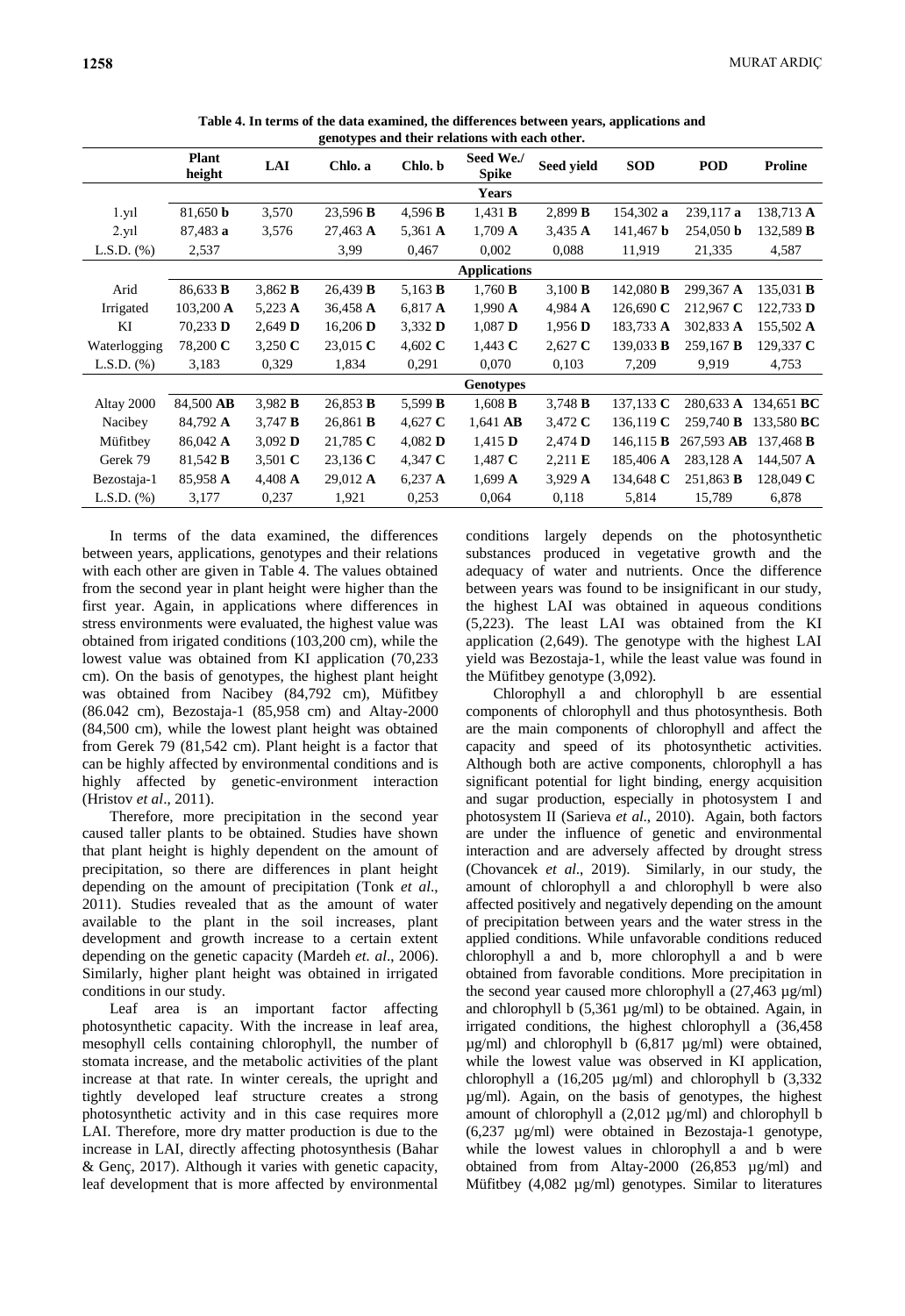**Table 4. In terms of the data examined, the differences between years, applications and genotypes and their relations with each other.**

| | Plant height | LAI | Chlo. a | Chlo. b | Seed We./ Spike | Seed yield | SOD | POD | Proline |
|---|---|---|---|---|---|---|---|---|---|
| | | | | | **Years** | | | | |
| 1.yıl | 81,650 **b** | 3,570 | 23,596 **B** | 4,596 **B** | 1,431 **B** | 2,899 **B** | 154,302 **a** | 239,117 **a** | 138,713 **A** |
| 2.yıl | 87,483 **a** | 3,576 | 27,463 **A** | 5,361 **A** | 1,709 **A** | 3,435 **A** | 141,467 **b** | 254,050 **b** | 132,589 **B** |
| L.S.D. (%) | 2,537 | | 3,99 | 0,467 | 0,002 | 0,088 | 11,919 | 21,335 | 4,587 |
| | | | | | **Applications** | | | | |
| Arid | 86,633 **B** | 3,862 **B** | 26,439 **B** | 5,163 **B** | 1,760 **B** | 3,100 **B** | 142,080 **B** | 299,367 **A** | 135,031 **B** |
| Irrigated | 103,200 **A** | 5,223 **A** | 36,458 **A** | 6,817 **A** | 1,990 **A** | 4,984 **A** | 126,690 **C** | 212,967 **C** | 122,733 **D** |
| KI | 70,233 **D** | 2,649 **D** | 16,206 **D** | 3,332 **D** | 1,087 **D** | 1,956 **D** | 183,733 **A** | 302,833 **A** | 155,502 **A** |
| Waterlogging | 78,200 **C** | 3,250 **C** | 23,015 **C** | 4,602 **C** | 1,443 **C** | 2,627 **C** | 139,033 **B** | 259,167 **B** | 129,337 **C** |
| L.S.D. (%) | 3,183 | 0,329 | 1,834 | 0,291 | 0,070 | 0,103 | 7,209 | 9,919 | 4,753 |
| | | | | | **Genotypes** | | | | |
| Altay 2000 | 84,500 **AB** | 3,982 **B** | 26,853 **B** | 5,599 **B** | 1,608 **B** | 3,748 **B** | 137,133 **C** | 280,633 **A** | 134,651 **BC** |
| Nacibey | 84,792 **A** | 3,747 **B** | 26,861 **B** | 4,627 **C** | 1,641 **AB** | 3,472 **C** | 136,119 **C** | 259,740 **B** | 133,580 **BC** |
| Müfitbey | 86,042 **A** | 3,092 **D** | 21,785 **C** | 4,082 **D** | 1,415 **D** | 2,474 **D** | 146,115 **B** | 267,593 **AB** | 137,468 **B** |
| Gerek 79 | 81,542 **B** | 3,501 **C** | 23,136 **C** | 4,347 **C** | 1,487 **C** | 2,211 **E** | 185,406 **A** | 283,128 **A** | 144,507 **A** |
| Bezostaja-1 | 85,958 **A** | 4,408 **A** | 29,012 **A** | 6,237 **A** | 1,699 **A** | 3,929 **A** | 134,648 **C** | 251,863 **B** | 128,049 **C** |
| L.S.D. (%) | 3,177 | 0,237 | 1,921 | 0,253 | 0,064 | 0,118 | 5,814 | 15,789 | 6,878 |

In terms of the data examined, the differences between years, applications, genotypes and their relations with each other are given in Table 4. The values obtained from the second year in plant height were higher than the first year. Again, in applications where differences in stress environments were evaluated, the highest value was obtained from irigated conditions (103,200 cm), while the lowest value was obtained from KI application (70,233 cm). On the basis of genotypes, the highest plant height was obtained from Nacibey (84,792 cm), Müfitbey (86.042 cm), Bezostaja-1 (85,958 cm) and Altay-2000 (84,500 cm), while the lowest plant height was obtained from Gerek 79 (81,542 cm). Plant height is a factor that can be highly affected by environmental conditions and is highly affected by genetic-environment interaction (Hristov *et al*., 2011).

Therefore, more precipitation in the second year caused taller plants to be obtained. Studies have shown that plant height is highly dependent on the amount of precipitation, so there are differences in plant height depending on the amount of precipitation (Tonk *et al*., 2011). Studies revealed that as the amount of water available to the plant in the soil increases, plant development and growth increase to a certain extent depending on the genetic capacity (Mardeh *et. al*., 2006). Similarly, higher plant height was obtained in irrigated conditions in our study.

Leaf area is an important factor affecting photosynthetic capacity. With the increase in leaf area, mesophyll cells containing chlorophyll, the number of stomata increase, and the metabolic activities of the plant increase at that rate. In winter cereals, the upright and tightly developed leaf structure creates a strong photosynthetic activity and in this case requires more LAI. Therefore, more dry matter production is due to the increase in LAI, directly affecting photosynthesis (Bahar & Genç, 2017). Although it varies with genetic capacity, leaf development that is more affected by environmental conditions largely depends on the photosynthetic substances produced in vegetative growth and the adequacy of water and nutrients. Once the difference between years was found to be insignificant in our study, the highest LAI was obtained in aqueous conditions (5,223). The least LAI was obtained from the KI application (2,649). The genotype with the highest LAI yield was Bezostaja-1, while the least value was found in the Müfitbey genotype (3,092).

Chlorophyll a and chlorophyll b are essential components of chlorophyll and thus photosynthesis. Both are the main components of chlorophyll and affect the capacity and speed of its photosynthetic activities. Although both are active components, chlorophyll a has significant potential for light binding, energy acquisition and sugar production, especially in photosystem I and photosystem II (Sarieva *et al*., 2010). Again, both factors are under the influence of genetic and environmental interaction and are adversely affected by drought stress (Chovancek *et al*., 2019). Similarly, in our study, the amount of chlorophyll a and chlorophyll b were also affected positively and negatively depending on the amount of precipitation between years and the water stress in the applied conditions. While unfavorable conditions reduced chlorophyll a and b, more chlorophyll a and b were obtained from favorable conditions. More precipitation in the second year caused more chlorophyll a (27,463 µg/ml) and chlorophyll b (5,361 µg/ml) to be obtained. Again, in irrigated conditions, the highest chlorophyll a (36,458 µg/ml) and chlorophyll b (6,817 µg/ml) were obtained, while the lowest value was observed in KI application, chlorophyll a (16,205 µg/ml) and chlorophyll b (3,332 µg/ml). Again, on the basis of genotypes, the highest amount of chlorophyll a (2,012 µg/ml) and chlorophyll b (6,237 µg/ml) were obtained in Bezostaja-1 genotype, while the lowest values in chlorophyll a and b were obtained from from Altay-2000 (26,853 µg/ml) and Müfitbey (4,082 µg/ml) genotypes. Similar to literatures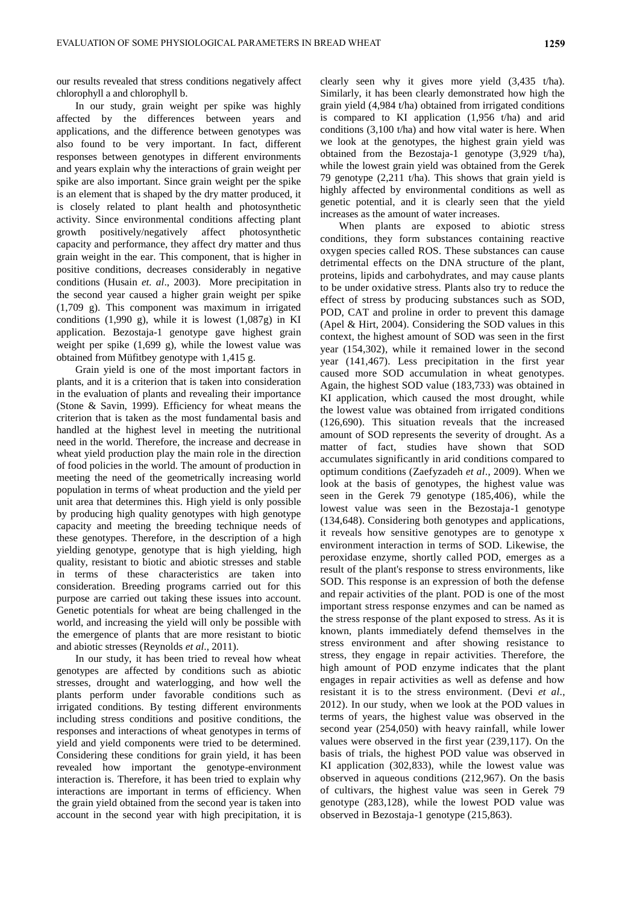our results revealed that stress conditions negatively affect chlorophyll a and chlorophyll b.

In our study, grain weight per spike was highly affected by the differences between years and applications, and the difference between genotypes was also found to be very important. In fact, different responses between genotypes in different environments and years explain why the interactions of grain weight per spike are also important. Since grain weight per the spike is an element that is shaped by the dry matter produced, it is closely related to plant health and photosynthetic activity. Since environmental conditions affecting plant growth positively/negatively affect photosynthetic capacity and performance, they affect dry matter and thus grain weight in the ear. This component, that is higher in positive conditions, decreases considerably in negative conditions (Husain *et. al*., 2003). More precipitation in the second year caused a higher grain weight per spike (1,709 g). This component was maximum in irrigated conditions (1,990 g), while it is lowest (1,087g) in KI application. Bezostaja-1 genotype gave highest grain weight per spike (1,699 g), while the lowest value was obtained from Müfitbey genotype with 1,415 g.

Grain yield is one of the most important factors in plants, and it is a criterion that is taken into consideration in the evaluation of plants and revealing their importance (Stone & Savin, 1999). Efficiency for wheat means the criterion that is taken as the most fundamental basis and handled at the highest level in meeting the nutritional need in the world. Therefore, the increase and decrease in wheat yield production play the main role in the direction of food policies in the world. The amount of production in meeting the need of the geometrically increasing world population in terms of wheat production and the yield per unit area that determines this. High yield is only possible by producing high quality genotypes with high genotype capacity and meeting the breeding technique needs of these genotypes. Therefore, in the description of a high yielding genotype, genotype that is high yielding, high quality, resistant to biotic and abiotic stresses and stable in terms of these characteristics are taken into consideration. Breeding programs carried out for this purpose are carried out taking these issues into account. Genetic potentials for wheat are being challenged in the world, and increasing the yield will only be possible with the emergence of plants that are more resistant to biotic and abiotic stresses (Reynolds *et al*., 2011).

In our study, it has been tried to reveal how wheat genotypes are affected by conditions such as abiotic stresses, drought and waterlogging, and how well the plants perform under favorable conditions such as irrigated conditions. By testing different environments including stress conditions and positive conditions, the responses and interactions of wheat genotypes in terms of yield and yield components were tried to be determined. Considering these conditions for grain yield, it has been revealed how important the genotype-environment interaction is. Therefore, it has been tried to explain why interactions are important in terms of efficiency. When the grain yield obtained from the second year is taken into account in the second year with high precipitation, it is clearly seen why it gives more yield (3,435 t/ha). Similarly, it has been clearly demonstrated how high the grain yield (4,984 t/ha) obtained from irrigated conditions is compared to KI application (1,956 t/ha) and arid conditions (3,100 t/ha) and how vital water is here. When we look at the genotypes, the highest grain yield was obtained from the Bezostaja-1 genotype (3,929 t/ha), while the lowest grain yield was obtained from the Gerek 79 genotype (2,211 t/ha). This shows that grain yield is highly affected by environmental conditions as well as genetic potential, and it is clearly seen that the yield increases as the amount of water increases.

When plants are exposed to abiotic stress conditions, they form substances containing reactive oxygen species called ROS. These substances can cause detrimental effects on the DNA structure of the plant, proteins, lipids and carbohydrates, and may cause plants to be under oxidative stress. Plants also try to reduce the effect of stress by producing substances such as SOD, POD, CAT and proline in order to prevent this damage (Apel & Hirt, 2004). Considering the SOD values in this context, the highest amount of SOD was seen in the first year (154,302), while it remained lower in the second year (141,467). Less precipitation in the first year caused more SOD accumulation in wheat genotypes. Again, the highest SOD value (183,733) was obtained in KI application, which caused the most drought, while the lowest value was obtained from irrigated conditions (126,690). This situation reveals that the increased amount of SOD represents the severity of drought. As a matter of fact, studies have shown that SOD accumulates significantly in arid conditions compared to optimum conditions (Zaefyzadeh *et al*., 2009). When we look at the basis of genotypes, the highest value was seen in the Gerek 79 genotype (185,406), while the lowest value was seen in the Bezostaja-1 genotype (134,648). Considering both genotypes and applications, it reveals how sensitive genotypes are to genotype x environment interaction in terms of SOD. Likewise, the peroxidase enzyme, shortly called POD, emerges as a result of the plant's response to stress environments, like SOD. This response is an expression of both the defense and repair activities of the plant. POD is one of the most important stress response enzymes and can be named as the stress response of the plant exposed to stress. As it is known, plants immediately defend themselves in the stress environment and after showing resistance to stress, they engage in repair activities. Therefore, the high amount of POD enzyme indicates that the plant engages in repair activities as well as defense and how resistant it is to the stress environment. (Devi *et al*., 2012). In our study, when we look at the POD values in terms of years, the highest value was observed in the second year (254,050) with heavy rainfall, while lower values were observed in the first year (239,117). On the basis of trials, the highest POD value was observed in KI application (302,833), while the lowest value was observed in aqueous conditions (212,967). On the basis of cultivars, the highest value was seen in Gerek 79 genotype (283,128), while the lowest POD value was observed in Bezostaja-1 genotype (215,863).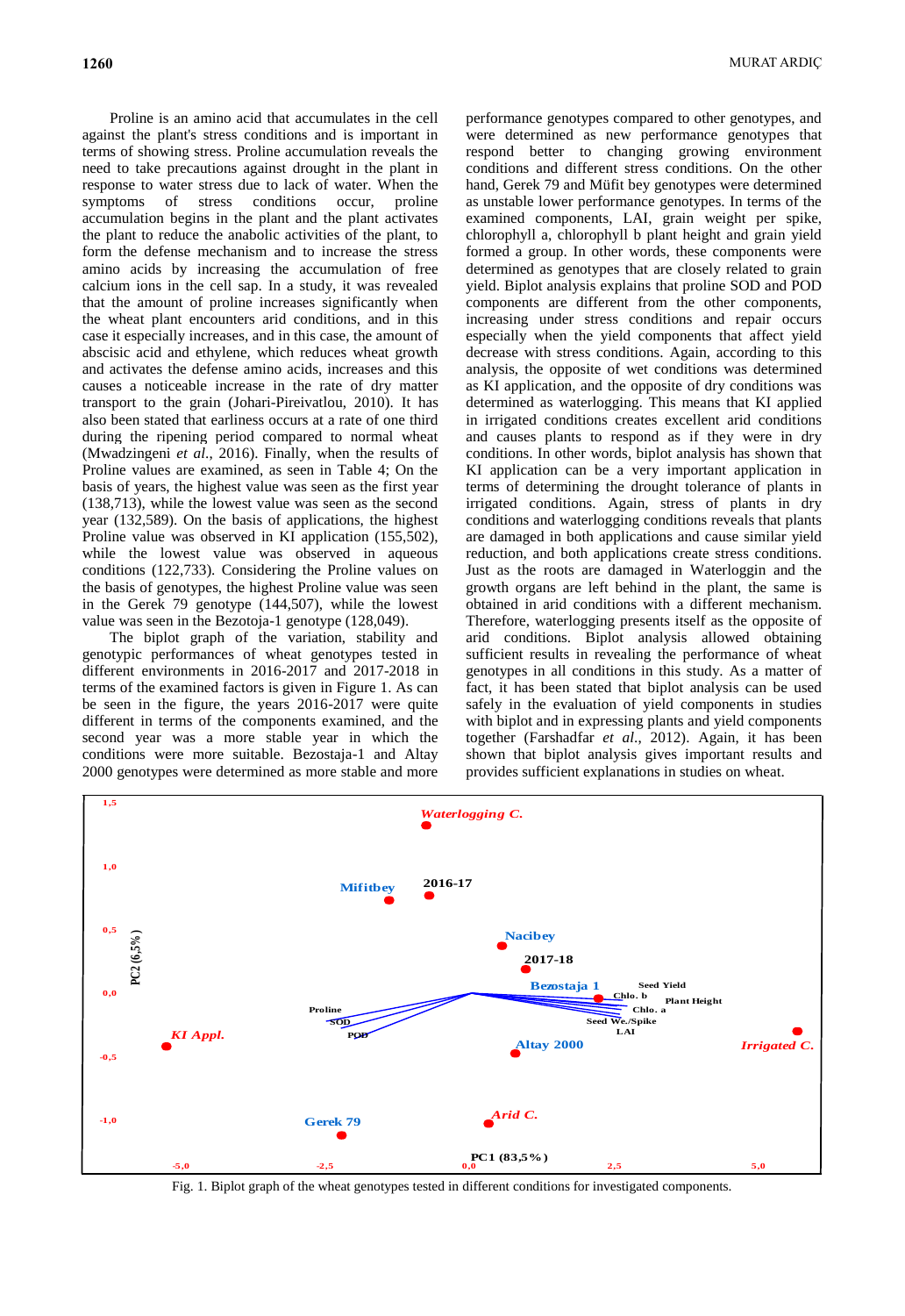Proline is an amino acid that accumulates in the cell against the plant's stress conditions and is important in terms of showing stress. Proline accumulation reveals the need to take precautions against drought in the plant in response to water stress due to lack of water. When the symptoms of stress conditions occur, proline accumulation begins in the plant and the plant activates the plant to reduce the anabolic activities of the plant, to form the defense mechanism and to increase the stress amino acids by increasing the accumulation of free calcium ions in the cell sap. In a study, it was revealed that the amount of proline increases significantly when the wheat plant encounters arid conditions, and in this case it especially increases, and in this case, the amount of abscisic acid and ethylene, which reduces wheat growth and activates the defense amino acids, increases and this causes a noticeable increase in the rate of dry matter transport to the grain (Johari-Pireivatlou, 2010). It has also been stated that earliness occurs at a rate of one third during the ripening period compared to normal wheat (Mwadzingeni *et al.*, 2016). Finally, when the results of Proline values are examined, as seen in Table 4; On the basis of years, the highest value was seen as the first year (138,713), while the lowest value was seen as the second year (132,589). On the basis of applications, the highest Proline value was observed in KI application (155,502), while the lowest value was observed in aqueous conditions (122,733). Considering the Proline values on the basis of genotypes, the highest Proline value was seen in the Gerek 79 genotype (144,507), while the lowest value was seen in the Bezotoja-1 genotype (128,049).

The biplot graph of the variation, stability and genotypic performances of wheat genotypes tested in different environments in 2016-2017 and 2017-2018 in terms of the examined factors is given in Figure 1. As can be seen in the figure, the years 2016-2017 were quite different in terms of the components examined, and the second year was a more stable year in which the conditions were more suitable. Bezostaja-1 and Altay 2000 genotypes were determined as more stable and more performance genotypes compared to other genotypes, and were determined as new performance genotypes that respond better to changing growing environment conditions and different stress conditions. On the other hand, Gerek 79 and Müfit bey genotypes were determined as unstable lower performance genotypes. In terms of the examined components, LAI, grain weight per spike, chlorophyll a, chlorophyll b plant height and grain yield formed a group. In other words, these components were determined as genotypes that are closely related to grain yield. Biplot analysis explains that proline SOD and POD components are different from the other components, increasing under stress conditions and repair occurs especially when the yield components that affect yield decrease with stress conditions. Again, according to this analysis, the opposite of wet conditions was determined as KI application, and the opposite of dry conditions was determined as waterlogging. This means that KI applied in irrigated conditions creates excellent arid conditions and causes plants to respond as if they were in dry conditions. In other words, biplot analysis has shown that KI application can be a very important application in terms of determining the drought tolerance of plants in irrigated conditions. Again, stress of plants in dry conditions and waterlogging conditions reveals that plants are damaged in both applications and cause similar yield reduction, and both applications create stress conditions. Just as the roots are damaged in Waterloggin and the growth organs are left behind in the plant, the same is obtained in arid conditions with a different mechanism. Therefore, waterlogging presents itself as the opposite of arid conditions. Biplot analysis allowed obtaining sufficient results in revealing the performance of wheat genotypes in all conditions in this study. As a matter of fact, it has been stated that biplot analysis can be used safely in the evaluation of yield components in studies with biplot and in expressing plants and yield components together (Farshadfar *et al.*, 2012). Again, it has been shown that biplot analysis gives important results and provides sufficient explanations in studies on wheat.

Fig. 1. Biplot graph of the wheat genotypes tested in different conditions for investigated components.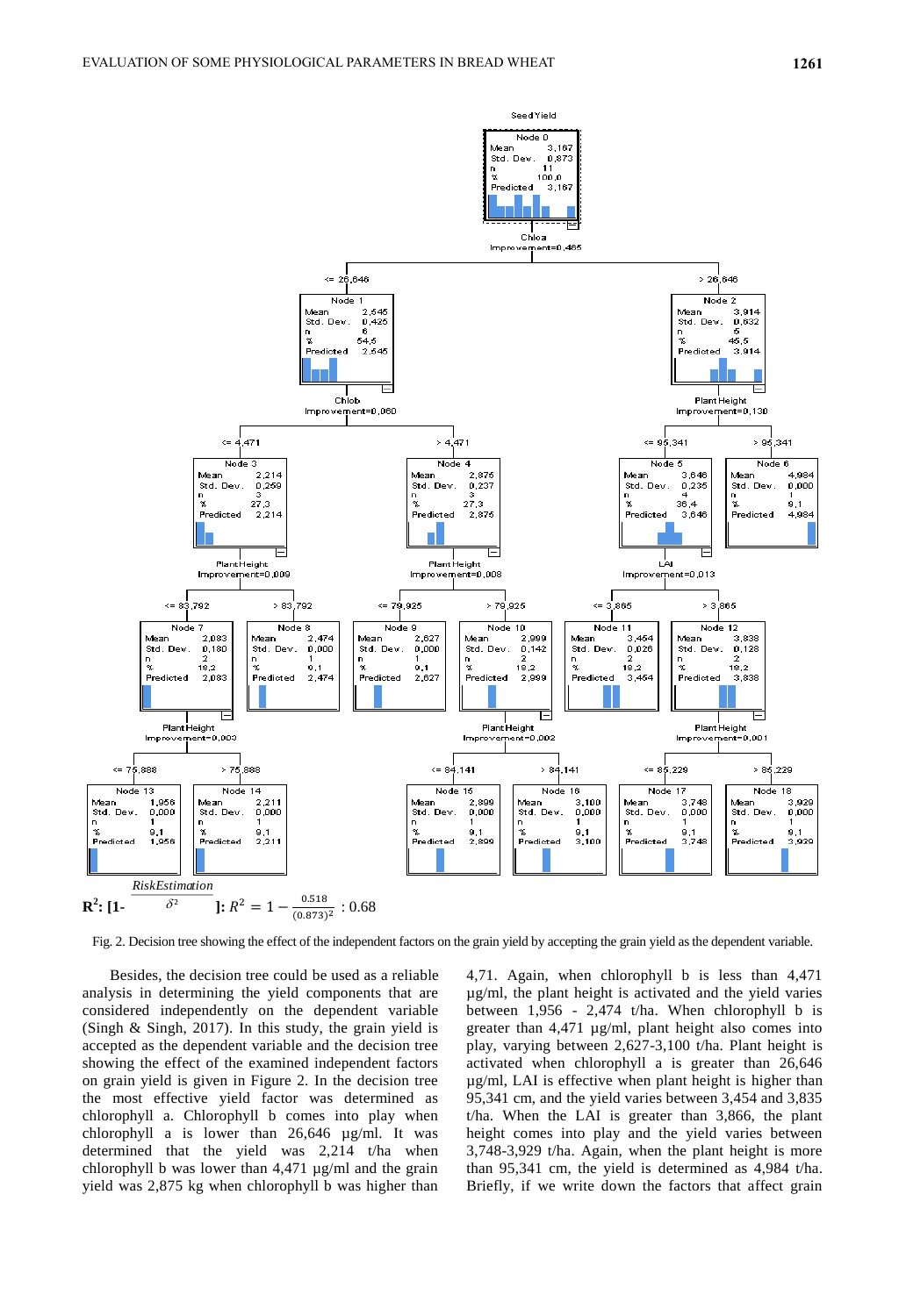$\mathbf{R^2}$: $\left[1-\frac{RiskEstimation}{\delta^2}\right]$: $R^2 = 1 - \frac{0.518}{(0.873)^2}$ : 0.68

Fig. 2. Decision tree showing the effect of the independent factors on the grain yield by accepting the grain yield as the dependent variable.

Besides, the decision tree could be used as a reliable analysis in determining the yield components that are considered independently on the dependent variable (Singh & Singh, 2017). In this study, the grain yield is accepted as the dependent variable and the decision tree showing the effect of the examined independent factors on grain yield is given in Figure 2. In the decision tree the most effective yield factor was determined as chlorophyll a. Chlorophyll b comes into play when chlorophyll a is lower than 26,646 µg/ml. It was determined that the yield was 2,214 t/ha when chlorophyll b was lower than 4,471 µg/ml and the grain yield was 2,875 kg when chlorophyll b was higher than 4,71. Again, when chlorophyll b is less than 4,471 µg/ml, the plant height is activated and the yield varies between 1,956 - 2,474 t/ha. When chlorophyll b is greater than 4,471 µg/ml, plant height also comes into play, varying between 2,627-3,100 t/ha. Plant height is activated when chlorophyll a is greater than 26,646 µg/ml, LAI is effective when plant height is higher than 95,341 cm, and the yield varies between 3,454 and 3,835 t/ha. When the LAI is greater than 3,866, the plant height comes into play and the yield varies between 3,748-3,929 t/ha. Again, when the plant height is more than 95,341 cm, the yield is determined as 4,984 t/ha. Briefly, if we write down the factors that affect grain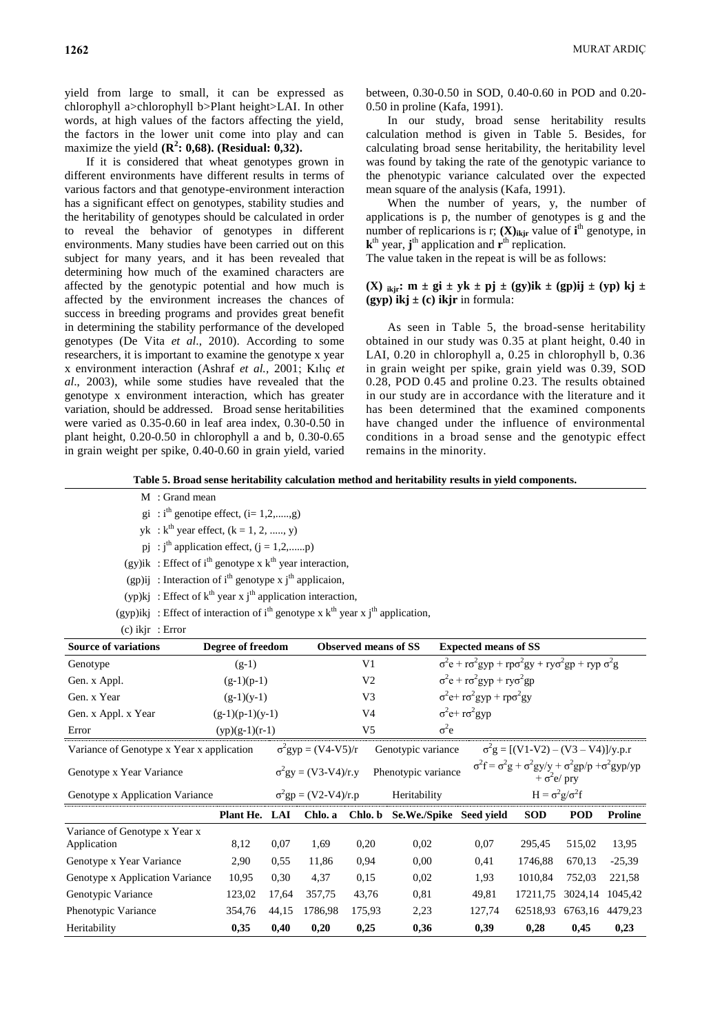yield from large to small, it can be expressed as chlorophyll a>chlorophyll b>Plant height>LAI. In other words, at high values of the factors affecting the yield, the factors in the lower unit come into play and can maximize the yield **($R^2$: 0,68). (Residual: 0,32).**

If it is considered that wheat genotypes grown in different environments have different results in terms of various factors and that genotype-environment interaction has a significant effect on genotypes, stability studies and the heritability of genotypes should be calculated in order to reveal the behavior of genotypes in different environments. Many studies have been carried out on this subject for many years, and it has been revealed that determining how much of the examined characters are affected by the genotypic potential and how much is affected by the environment increases the chances of success in breeding programs and provides great benefit in determining the stability performance of the developed genotypes (De Vita *et al.*, 2010). According to some researchers, it is important to examine the genotype x year x environment interaction (Ashraf *et al.*, 2001; Kılıç *et al*., 2003), while some studies have revealed that the genotype x environment interaction, which has greater variation, should be addressed. Broad sense heritabilities were varied as 0.35-0.60 in leaf area index, 0.30-0.50 in plant height, 0.20-0.50 in chlorophyll a and b, 0.30-0.65 in grain weight per spike, 0.40-0.60 in grain yield, varied between, 0.30-0.50 in SOD, 0.40-0.60 in POD and 0.20-0.50 in proline (Kafa, 1991).

In our study, broad sense heritability results calculation method is given in Table 5. Besides, for calculating broad sense heritability, the heritability level was found by taking the rate of the genotypic variance to the phenotypic variance calculated over the expected mean square of the analysis (Kafa, 1991).

When the number of years, y, the number of applications is p, the number of genotypes is g and the number of replicarions is r; $(X)_{ikjr}$ value of $i^{th}$ genotype, in $k^{th}$ year, $j^{th}$ application and $r^{th}$ replication.
The value taken in the repeat is will be as follows:

**$(X)_{ikjr}$: m ± gi ± yk ± pj ± (gy)ik ± (gp)ij ± (yp) kj ± (gyp) ikj ± (c) ikjr** in formula:

As seen in Table 5, the broad-sense heritability obtained in our study was 0.35 at plant height, 0.40 in LAI, 0.20 in chlorophyll a, 0.25 in chlorophyll b, 0.36 in grain weight per spike, grain yield was 0.39, SOD 0.28, POD 0.45 and proline 0.23. The results obtained in our study are in accordance with the literature and it has been determined that the examined components have changed under the influence of environmental conditions in a broad sense and the genotypic effect remains in the minority.

**Table 5. Broad sense heritability calculation method and heritability results in yield components.**

M : Grand mean
gi : $i^{th}$ genotipe effect, (i= 1,2,......,g)
yk : $k^{th}$ year effect, (k = 1, 2, ....., y)
pj : $j^{th}$ application effect, (j = 1,2,......p)
(gy)ik : Effect of $i^{th}$ genotype x $k^{th}$ year interaction,
(gp)ij : Interaction of $i^{th}$ genotype x $j^{th}$ applicaion,
(yp)kj : Effect of $k^{th}$ year x $j^{th}$ application interaction,
(gyp)ikj : Effect of interaction of $i^{th}$ genotype x $k^{th}$ year x $j^{th}$ application,
(c) ikjr : Error

| Source of variations | Degree of freedom | Observed means of SS | Expected means of SS |
|---|---|---|---|
| Genotype | (g-1) | V1 | $\sigma^2e + r\sigma^2gyp + rp\sigma^2gy + ry\sigma^2gp + ryp\,\sigma^2g$ |
| Gen. x Appl. | (g-1)(p-1) | V2 | $\sigma^2e + r\sigma^2gyp + ry\sigma^2gp$ |
| Gen. x Year | (g-1)(y-1) | V3 | $\sigma^2e + r\sigma^2gyp + rp\sigma^2gy$ |
| Gen. x Appl. x Year | (g-1)(p-1)(y-1) | V4 | $\sigma^2e + r\sigma^2gyp$ |
| Error | (yp)(g-1)(r-1) | V5 | $\sigma^2e$ |

| | | | |
|---|---|---|---|
| Variance of Genotype x Year x application | $\sigma^2gyp = (V4-V5)/r$ | Genotypic variance | $\sigma^2g = [(V1-V2) - (V3 - V4)]/y.p.r$ |
| Genotype x Year Variance | $\sigma^2gy = (V3-V4)/r.y$ | Phenotypic variance | $\sigma^2f = \sigma^2g + \sigma^2gy/y + \sigma^2gp/p + \sigma^2gyp/yp + \sigma^2e/pry$ |
| Genotype x Application Variance | $\sigma^2gp = (V2-V4)/r.p$ | Heritability | $H = \sigma^2g/\sigma^2f$ |

| | Plant He. | LAI | Chlo. a | Chlo. b | Se.We./Spike | Seed yield | SOD | POD | Proline |
|---|---|---|---|---|---|---|---|---|---|
| Variance of Genotype x Year x Application | 8,12 | 0,07 | 1,69 | 0,20 | 0,02 | 0,07 | 295,45 | 515,02 | 13,95 |
| Genotype x Year Variance | 2,90 | 0,55 | 11,86 | 0,94 | 0,00 | 0,41 | 1746,88 | 670,13 | -25,39 |
| Genotype x Application Variance | 10,95 | 0,30 | 4,37 | 0,15 | 0,02 | 1,93 | 1010,84 | 752,03 | 221,58 |
| Genotypic Variance | 123,02 | 17,64 | 357,75 | 43,76 | 0,81 | 49,81 | 17211,75 | 3024,14 | 1045,42 |
| Phenotypic Variance | 354,76 | 44,15 | 1786,98 | 175,93 | 2,23 | 127,74 | 62518,93 | 6763,16 | 4479,23 |
| Heritability | **0,35** | **0,40** | **0,20** | **0,25** | **0,36** | **0,39** | **0,28** | **0,45** | **0,23** |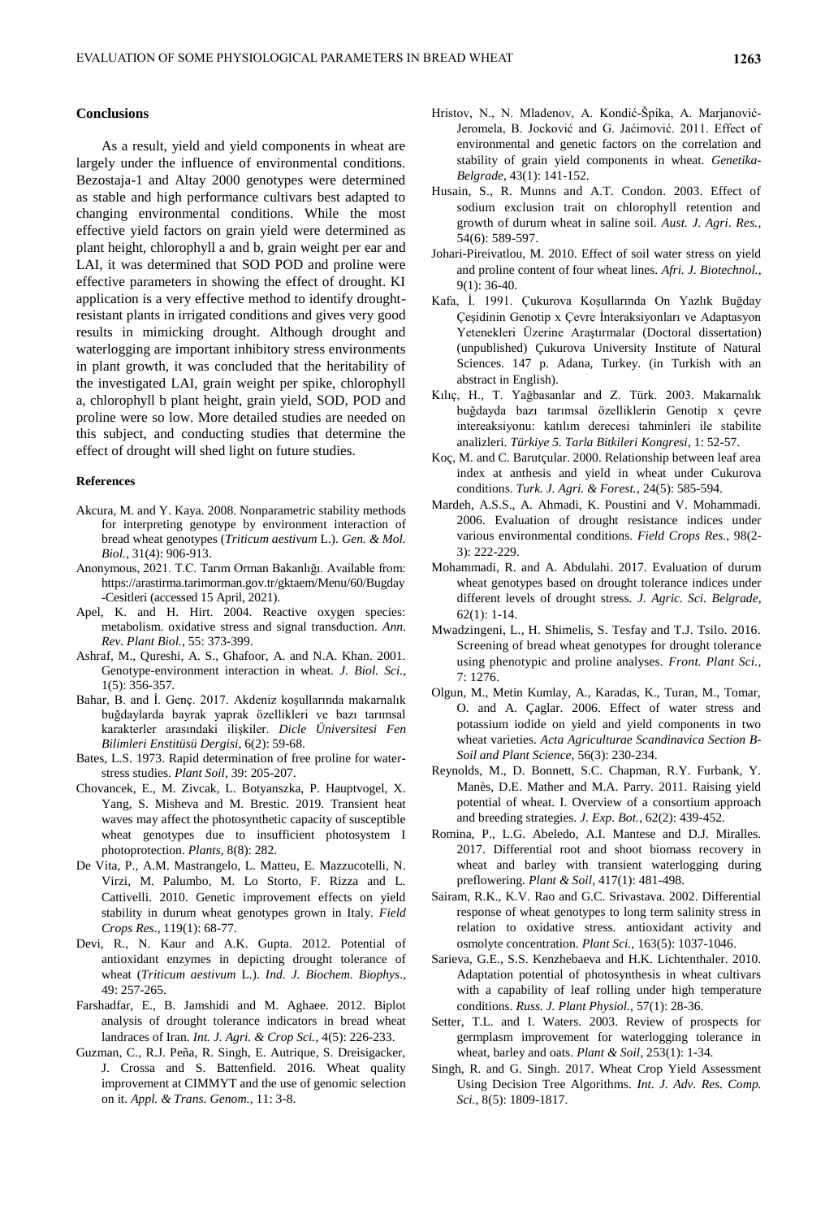## Conclusions

As a result, yield and yield components in wheat are largely under the influence of environmental conditions. Bezostaja-1 and Altay 2000 genotypes were determined as stable and high performance cultivars best adapted to changing environmental conditions. While the most effective yield factors on grain yield were determined as plant height, chlorophyll a and b, grain weight per ear and LAI, it was determined that SOD POD and proline were effective parameters in showing the effect of drought. KI application is a very effective method to identify drought-resistant plants in irrigated conditions and gives very good results in mimicking drought. Although drought and waterlogging are important inhibitory stress environments in plant growth, it was concluded that the heritability of the investigated LAI, grain weight per spike, chlorophyll a, chlorophyll b plant height, grain yield, SOD, POD and proline were so low. More detailed studies are needed on this subject, and conducting studies that determine the effect of drought will shed light on future studies.

#### References

- Akcura, M. and Y. Kaya. 2008. Nonparametric stability methods for interpreting genotype by environment interaction of bread wheat genotypes (*Triticum aestivum* L.). *Gen. & Mol. Biol.*, 31(4): 906-913.
- Anonymous, 2021. T.C. Tarım Orman Bakanlığı. Available from: https://arastirma.tarimorman.gov.tr/gktaem/Menu/60/Bugday-Cesitleri (accessed 15 April, 2021).
- Apel, K. and H. Hirt. 2004. Reactive oxygen species: metabolism. oxidative stress and signal transduction. *Ann. Rev. Plant Biol.*, 55: 373-399.
- Ashraf, M., Qureshi, A. S., Ghafoor, A. and N.A. Khan. 2001. Genotype-environment interaction in wheat. *J. Biol. Sci.*, 1(5): 356-357.
- Bahar, B. and İ. Genç. 2017. Akdeniz koşullarında makarnalık buğdaylarda bayrak yaprak özellikleri ve bazı tarımsal karakterler arasındaki ilişkiler. *Dicle Üniversitesi Fen Bilimleri Enstitüsü Dergisi*, 6(2): 59-68.
- Bates, L.S. 1973. Rapid determination of free proline for water-stress studies. *Plant Soil*, 39: 205-207.
- Chovancek, E., M. Zivcak, L. Botyanszka, P. Hauptvogel, X. Yang, S. Misheva and M. Brestic. 2019. Transient heat waves may affect the photosynthetic capacity of susceptible wheat genotypes due to insufficient photosystem I photoprotection. *Plants*, 8(8): 282.
- De Vita, P., A.M. Mastrangelo, L. Matteu, E. Mazzucotelli, N. Virzi, M. Palumbo, M. Lo Storto, F. Rizza and L. Cattivelli. 2010. Genetic improvement effects on yield stability in durum wheat genotypes grown in Italy. *Field Crops Res.*, 119(1): 68-77.
- Devi, R., N. Kaur and A.K. Gupta. 2012. Potential of antioxidant enzymes in depicting drought tolerance of wheat (*Triticum aestivum* L.). *Ind. J. Biochem. Biophys*., 49: 257-265.
- Farshadfar, E., B. Jamshidi and M. Aghaee. 2012. Biplot analysis of drought tolerance indicators in bread wheat landraces of Iran. *Int. J. Agri. & Crop Sci.*, 4(5): 226-233.
- Guzman, C., R.J. Peña, R. Singh, E. Autrique, S. Dreisigacker, J. Crossa and S. Battenfield. 2016. Wheat quality improvement at CIMMYT and the use of genomic selection on it. *Appl. & Trans. Genom.*, 11: 3-8.
- Hristov, N., N. Mladenov, A. Kondić-Špika, A. Marjanović-Jeromela, B. Jocković and G. Jaćimović. 2011. Effect of environmental and genetic factors on the correlation and stability of grain yield components in wheat. *Genetika-Belgrade*, 43(1): 141-152.
- Husain, S., R. Munns and A.T. Condon. 2003. Effect of sodium exclusion trait on chlorophyll retention and growth of durum wheat in saline soil. *Aust. J. Agri. Res.*, 54(6): 589-597.
- Johari-Pireivatlou, M. 2010. Effect of soil water stress on yield and proline content of four wheat lines. *Afri. J. Biotechnol.*, 9(1): 36-40.
- Kafa, İ. 1991. Çukurova Koşullarında On Yazlık Buğday Çeşidinin Genotip x Çevre İnteraksiyonları ve Adaptasyon Yetenekleri Üzerine Araştırmalar (Doctoral dissertation) (unpublished) Çukurova University Institute of Natural Sciences. 147 p. Adana, Turkey. (in Turkish with an abstract in English).
- Kılıç, H., T. Yağbasanlar and Z. Türk. 2003. Makarnalık buğdayda bazı tarımsal özelliklerin Genotip x çevre intereaksiyonu: katılım derecesi tahminleri ile stabilite analizleri. *Türkiye 5. Tarla Bitkileri Kongresi*, 1: 52-57.
- Koç, M. and C. Barutçular. 2000. Relationship between leaf area index at anthesis and yield in wheat under Cukurova conditions. *Turk. J. Agri. & Forest.*, 24(5): 585-594.
- Mardeh, A.S.S., A. Ahmadi, K. Poustini and V. Mohammadi. 2006. Evaluation of drought resistance indices under various environmental conditions. *Field Crops Res.*, 98(2-3): 222-229.
- Mohammadi, R. and A. Abdulahi. 2017. Evaluation of durum wheat genotypes based on drought tolerance indices under different levels of drought stress. *J. Agric. Sci. Belgrade*, 62(1): 1-14.
- Mwadzingeni, L., H. Shimelis, S. Tesfay and T.J. Tsilo. 2016. Screening of bread wheat genotypes for drought tolerance using phenotypic and proline analyses. *Front. Plant Sci.*, 7: 1276.
- Olgun, M., Metin Kumlay, A., Karadas, K., Turan, M., Tomar, O. and A. Çaglar. 2006. Effect of water stress and potassium iodide on yield and yield components in two wheat varieties. *Acta Agriculturae Scandinavica Section B-Soil and Plant Science*, 56(3): 230-234.
- Reynolds, M., D. Bonnett, S.C. Chapman, R.Y. Furbank, Y. Manès, D.E. Mather and M.A. Parry. 2011. Raising yield potential of wheat. I. Overview of a consortium approach and breeding strategies. *J. Exp. Bot.*, 62(2): 439-452.
- Romina, P., L.G. Abeledo, A.I. Mantese and D.J. Miralles. 2017. Differential root and shoot biomass recovery in wheat and barley with transient waterlogging during preflowering. *Plant & Soil*, 417(1): 481-498.
- Sairam, R.K., K.V. Rao and G.C. Srivastava. 2002. Differential response of wheat genotypes to long term salinity stress in relation to oxidative stress. antioxidant activity and osmolyte concentration. *Plant Sci.*, 163(5): 1037-1046.
- Sarieva, G.E., S.S. Kenzhebaeva and H.K. Lichtenthaler. 2010. Adaptation potential of photosynthesis in wheat cultivars with a capability of leaf rolling under high temperature conditions. *Russ. J. Plant Physiol.*, 57(1): 28-36.
- Setter, T.L. and I. Waters. 2003. Review of prospects for germplasm improvement for waterlogging tolerance in wheat, barley and oats. *Plant & Soil*, 253(1): 1-34.
- Singh, R. and G. Singh. 2017. Wheat Crop Yield Assessment Using Decision Tree Algorithms. *Int. J. Adv. Res. Comp. Sci.*, 8(5): 1809-1817.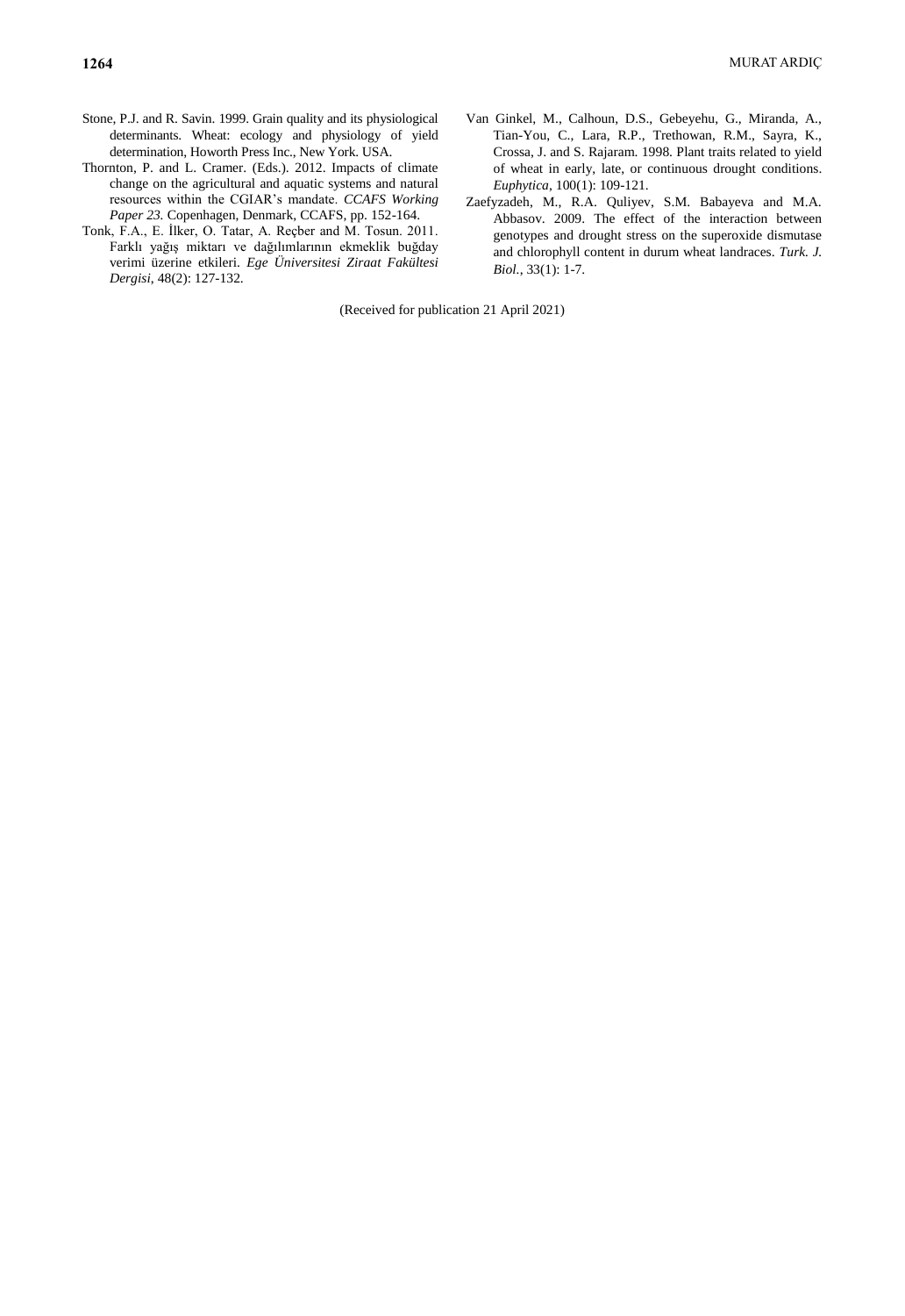Stone, P.J. and R. Savin. 1999. Grain quality and its physiological determinants. Wheat: ecology and physiology of yield determination, Howorth Press Inc., New York. USA.

Thornton, P. and L. Cramer. (Eds.). 2012. Impacts of climate change on the agricultural and aquatic systems and natural resources within the CGIAR's mandate. *CCAFS Working Paper 23.* Copenhagen, Denmark, CCAFS, pp. 152-164.

Tonk, F.A., E. İlker, O. Tatar, A. Reçber and M. Tosun. 2011. Farklı yağış miktarı ve dağılımlarının ekmeklik buğday verimi üzerine etkileri. *Ege Üniversitesi Ziraat Fakültesi Dergisi*, 48(2): 127-132.

Van Ginkel, M., Calhoun, D.S., Gebeyehu, G., Miranda, A., Tian-You, C., Lara, R.P., Trethowan, R.M., Sayra, K., Crossa, J. and S. Rajaram. 1998. Plant traits related to yield of wheat in early, late, or continuous drought conditions. *Euphytica*, 100(1): 109-121.

Zaefyzadeh, M., R.A. Quliyev, S.M. Babayeva and M.A. Abbasov. 2009. The effect of the interaction between genotypes and drought stress on the superoxide dismutase and chlorophyll content in durum wheat landraces. *Turk. J. Biol.*, 33(1): 1-7.

(Received for publication 21 April 2021)